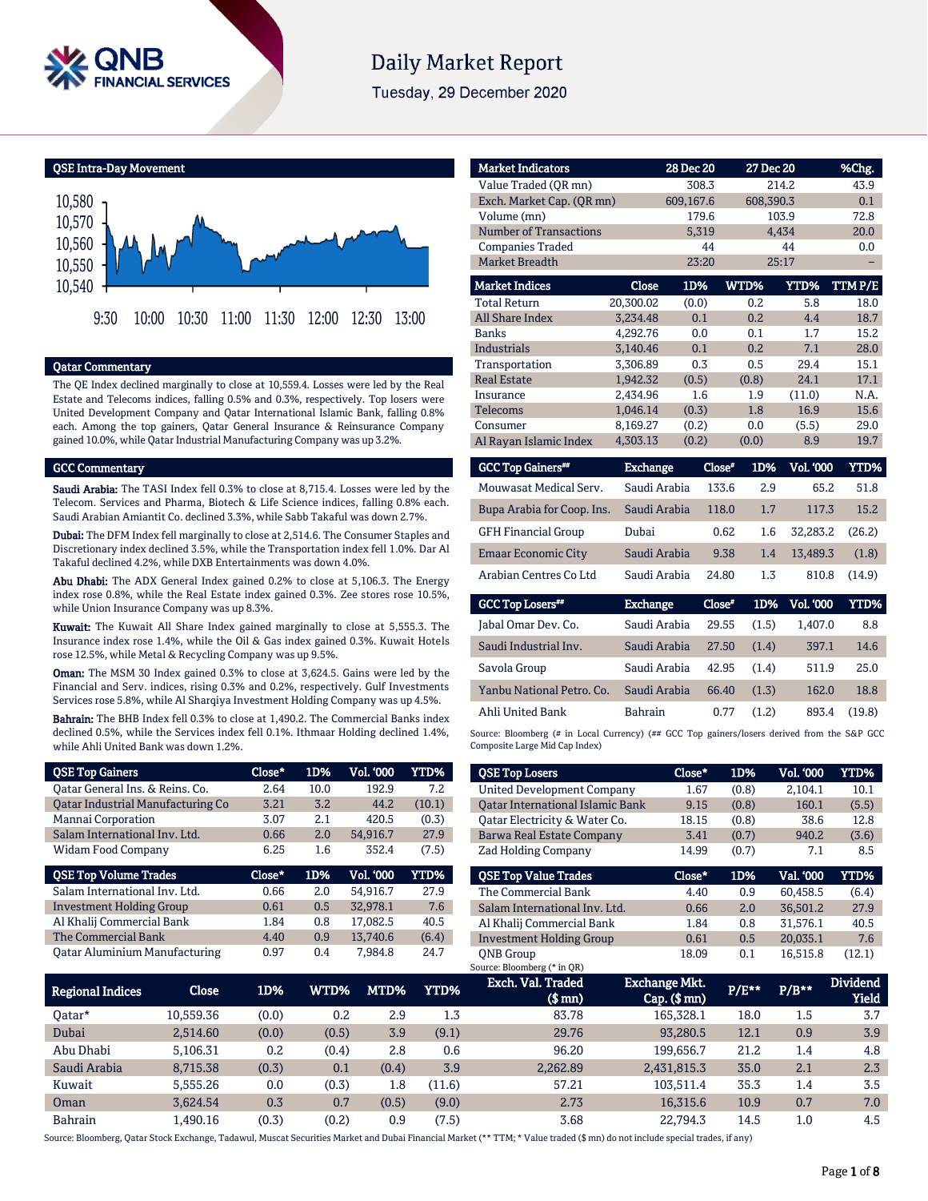# Daily Market Report

Tuesday, 29 December 2020

## QSE Intra-Day Movement

## Qatar Commentary

The QE Index declined marginally to close at 10,559.4. Losses were led by the Real Estate and Telecoms indices, falling 0.5% and 0.3%, respectively. Top losers were United Development Company and Qatar International Islamic Bank, falling 0.8% each. Among the top gainers, Qatar General Insurance & Reinsurance Company gained 10.0%, while Qatar Industrial Manufacturing Company was up 3.2%.

## GCC Commentary

**Saudi Arabia:** The TASI Index fell 0.3% to close at 8,715.4. Losses were led by the Telecom. Services and Pharma, Biotech & Life Science indices, falling 0.8% each. Saudi Arabian Amiantit Co. declined 3.3%, while Sabb Takaful was down 2.7%.

**Dubai:** The DFM Index fell marginally to close at 2,514.6. The Consumer Staples and Discretionary index declined 3.5%, while the Transportation index fell 1.0%. Dar Al Takaful declined 4.2%, while DXB Entertainments was down 4.0%.

**Abu Dhabi:** The ADX General Index gained 0.2% to close at 5,106.3. The Energy index rose 0.8%, while the Real Estate index gained 0.3%. Zee stores rose 10.5%, while Union Insurance Company was up 8.3%.

**Kuwait:** The Kuwait All Share Index gained marginally to close at 5,555.3. The Insurance index rose 1.4%, while the Oil & Gas index gained 0.3%. Kuwait Hotels rose 12.5%, while Metal & Recycling Company was up 9.5%.

**Oman:** The MSM 30 Index gained 0.3% to close at 3,624.5. Gains were led by the Financial and Serv. indices, rising 0.3% and 0.2%, respectively. Gulf Investments Services rose 5.8%, while Al Sharqiya Investment Holding Company was up 4.5%.

**Bahrain:** The BHB Index fell 0.3% to close at 1,490.2. The Commercial Banks index declined 0.5%, while the Services index fell 0.1%. Ithmaar Holding declined 1.4%, while Ahli United Bank was down 1.2%.

| Market Indicators | 28 Dec 20 | 27 Dec 20 | %Chg. |
|---|---|---|---|
| Value Traded (QR mn) | 308.3 | 214.2 | 43.9 |
| Exch. Market Cap. (QR mn) | 609,167.6 | 608,390.3 | 0.1 |
| Volume (mn) | 179.6 | 103.9 | 72.8 |
| Number of Transactions | 5,319 | 4,434 | 20.0 |
| Companies Traded | 44 | 44 | 0.0 |
| Market Breadth | 23:20 | 25:17 | – |

| Market Indices | Close | 1D% | WTD% | YTD% | TTM P/E |
|---|---|---|---|---|---|
| Total Return | 20,300.02 | (0.0) | 0.2 | 5.8 | 18.0 |
| All Share Index | 3,234.48 | 0.1 | 0.2 | 4.4 | 18.7 |
| Banks | 4,292.76 | 0.0 | 0.1 | 1.7 | 15.2 |
| Industrials | 3,140.46 | 0.1 | 0.2 | 7.1 | 28.0 |
| Transportation | 3,306.89 | 0.3 | 0.5 | 29.4 | 15.1 |
| Real Estate | 1,942.32 | (0.5) | (0.8) | 24.1 | 17.1 |
| Insurance | 2,434.96 | 1.6 | 1.9 | (11.0) | N.A. |
| Telecoms | 1,046.14 | (0.3) | 1.8 | 16.9 | 15.6 |
| Consumer | 8,169.27 | (0.2) | 0.0 | (5.5) | 29.0 |
| Al Rayan Islamic Index | 4,303.13 | (0.2) | (0.0) | 8.9 | 19.7 |

| GCC Top Gainers## | Exchange | Close# | 1D% | Vol. '000 | YTD% |
|---|---|---|---|---|---|
| Mouwasat Medical Serv. | Saudi Arabia | 133.6 | 2.9 | 65.2 | 51.8 |
| Bupa Arabia for Coop. Ins. | Saudi Arabia | 118.0 | 1.7 | 117.3 | 15.2 |
| GFH Financial Group | Dubai | 0.62 | 1.6 | 32,283.2 | (26.2) |
| Emaar Economic City | Saudi Arabia | 9.38 | 1.4 | 13,489.3 | (1.8) |
| Arabian Centres Co Ltd | Saudi Arabia | 24.80 | 1.3 | 810.8 | (14.9) |

| GCC Top Losers## | Exchange | Close# | 1D% | Vol. '000 | YTD% |
|---|---|---|---|---|---|
| Jabal Omar Dev. Co. | Saudi Arabia | 29.55 | (1.5) | 1,407.0 | 8.8 |
| Saudi Industrial Inv. | Saudi Arabia | 27.50 | (1.4) | 397.1 | 14.6 |
| Savola Group | Saudi Arabia | 42.95 | (1.4) | 511.9 | 25.0 |
| Yanbu National Petro. Co. | Saudi Arabia | 66.40 | (1.3) | 162.0 | 18.8 |
| Ahli United Bank | Bahrain | 0.77 | (1.2) | 893.4 | (19.8) |

Source: Bloomberg (# in Local Currency) (## GCC Top gainers/losers derived from the S&P GCC Composite Large Mid Cap Index)

| QSE Top Gainers | Close* | 1D% | Vol. '000 | YTD% |
|---|---|---|---|---|
| Qatar General Ins. & Reins. Co. | 2.64 | 10.0 | 192.9 | 7.2 |
| Qatar Industrial Manufacturing Co | 3.21 | 3.2 | 44.2 | (10.1) |
| Mannai Corporation | 3.07 | 2.1 | 420.5 | (0.3) |
| Salam International Inv. Ltd. | 0.66 | 2.0 | 54,916.7 | 27.9 |
| Widam Food Company | 6.25 | 1.6 | 352.4 | (7.5) |

| QSE Top Losers | Close* | 1D% | Vol. '000 | YTD% |
|---|---|---|---|---|
| United Development Company | 1.67 | (0.8) | 2,104.1 | 10.1 |
| Qatar International Islamic Bank | 9.15 | (0.8) | 160.1 | (5.5) |
| Qatar Electricity & Water Co. | 18.15 | (0.8) | 38.6 | 12.8 |
| Barwa Real Estate Company | 3.41 | (0.7) | 940.2 | (3.6) |
| Zad Holding Company | 14.99 | (0.7) | 7.1 | 8.5 |

| QSE Top Volume Trades | Close* | 1D% | Vol. '000 | YTD% |
|---|---|---|---|---|
| Salam International Inv. Ltd. | 0.66 | 2.0 | 54,916.7 | 27.9 |
| Investment Holding Group | 0.61 | 0.5 | 32,978.1 | 7.6 |
| Al Khalij Commercial Bank | 1.84 | 0.8 | 17,082.5 | 40.5 |
| The Commercial Bank | 4.40 | 0.9 | 13,740.6 | (6.4) |
| Qatar Aluminium Manufacturing | 0.97 | 0.4 | 7,984.8 | 24.7 |

| QSE Top Value Trades | Close* | 1D% | Val. '000 | YTD% |
|---|---|---|---|---|
| The Commercial Bank | 4.40 | 0.9 | 60,458.5 | (6.4) |
| Salam International Inv. Ltd. | 0.66 | 2.0 | 36,501.2 | 27.9 |
| Al Khalij Commercial Bank | 1.84 | 0.8 | 31,576.1 | 40.5 |
| Investment Holding Group | 0.61 | 0.5 | 20,035.1 | 7.6 |
| QNB Group | 18.09 | 0.1 | 16,515.8 | (12.1) |

Source: Bloomberg (* in QR)

| Regional Indices | Close | 1D% | WTD% | MTD% | YTD% | Exch. Val. Traded ($ mn) | Exchange Mkt. Cap. ($ mn) | P/E** | P/B** | Dividend Yield |
|---|---|---|---|---|---|---|---|---|---|---|
| Qatar* | 10,559.36 | (0.0) | 0.2 | 2.9 | 1.3 | 83.78 | 165,328.1 | 18.0 | 1.5 | 3.7 |
| Dubai | 2,514.60 | (0.0) | (0.5) | 3.9 | (9.1) | 29.76 | 93,280.5 | 12.1 | 0.9 | 3.9 |
| Abu Dhabi | 5,106.31 | 0.2 | (0.4) | 2.8 | 0.6 | 96.20 | 199,656.7 | 21.2 | 1.4 | 4.8 |
| Saudi Arabia | 8,715.38 | (0.3) | 0.1 | (0.4) | 3.9 | 2,262.89 | 2,431,815.3 | 35.0 | 2.1 | 2.3 |
| Kuwait | 5,555.26 | 0.0 | (0.3) | 1.8 | (11.6) | 57.21 | 103,511.4 | 35.3 | 1.4 | 3.5 |
| Oman | 3,624.54 | 0.3 | 0.7 | (0.5) | (9.0) | 2.73 | 16,315.6 | 10.9 | 0.7 | 7.0 |
| Bahrain | 1,490.16 | (0.3) | (0.2) | 0.9 | (7.5) | 3.68 | 22,794.3 | 14.5 | 1.0 | 4.5 |

Source: Bloomberg, Qatar Stock Exchange, Tadawul, Muscat Securities Market and Dubai Financial Market (** TTM; * Value traded ($ mn) do not include special trades, if any)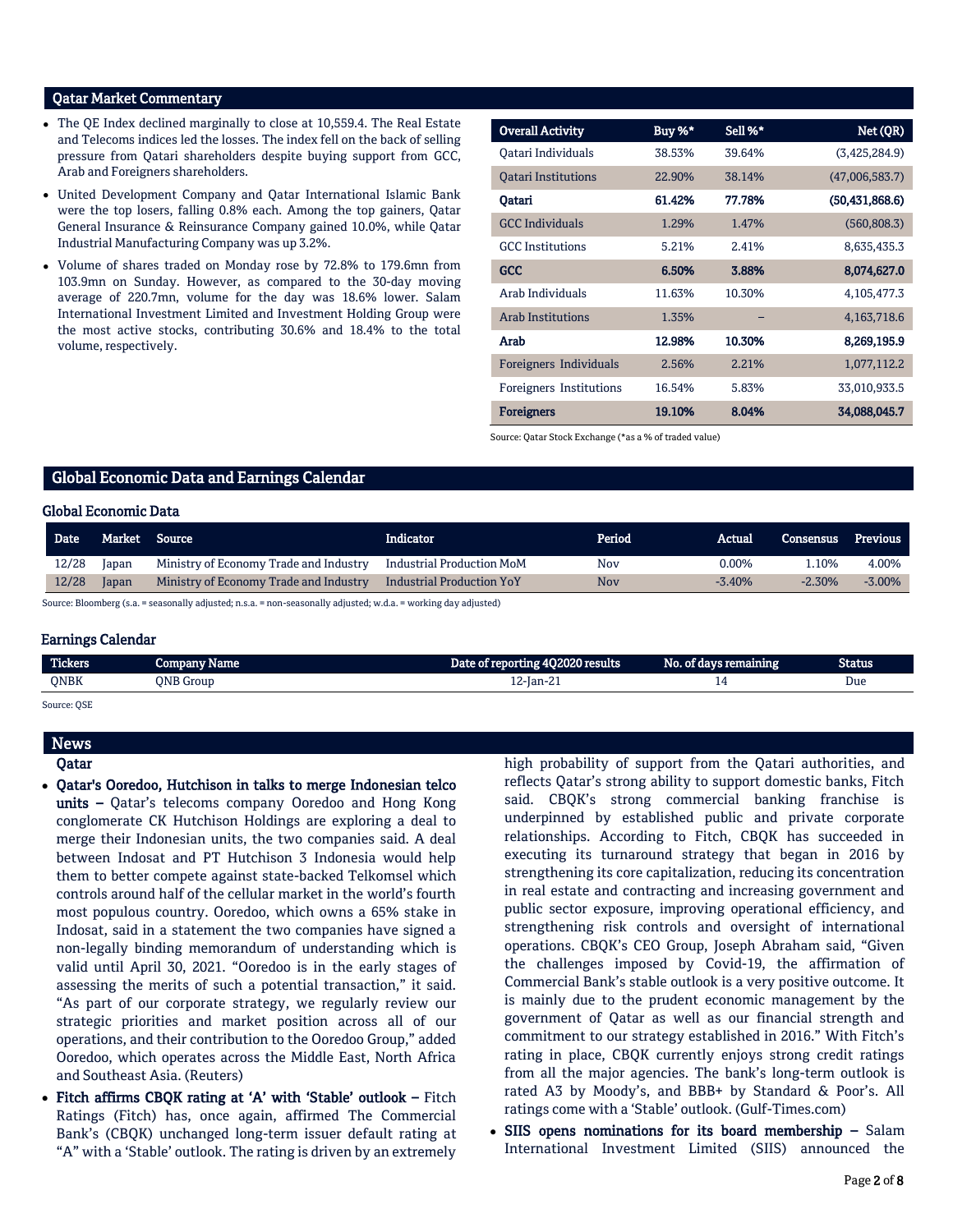## Qatar Market Commentary

- The QE Index declined marginally to close at 10,559.4. The Real Estate and Telecoms indices led the losses. The index fell on the back of selling pressure from Qatari shareholders despite buying support from GCC, Arab and Foreigners shareholders.
- United Development Company and Qatar International Islamic Bank were the top losers, falling 0.8% each. Among the top gainers, Qatar General Insurance & Reinsurance Company gained 10.0%, while Qatar Industrial Manufacturing Company was up 3.2%.
- Volume of shares traded on Monday rose by 72.8% to 179.6mn from 103.9mn on Sunday. However, as compared to the 30-day moving average of 220.7mn, volume for the day was 18.6% lower. Salam International Investment Limited and Investment Holding Group were the most active stocks, contributing 30.6% and 18.4% to the total volume, respectively.

| Overall Activity | Buy %* | Sell %* | Net (QR) |
|---|---|---|---|
| Qatari Individuals | 38.53% | 39.64% | (3,425,284.9) |
| Qatari Institutions | 22.90% | 38.14% | (47,006,583.7) |
| **Qatari** | **61.42%** | **77.78%** | **(50,431,868.6)** |
| GCC Individuals | 1.29% | 1.47% | (560,808.3) |
| GCC Institutions | 5.21% | 2.41% | 8,635,435.3 |
| **GCC** | **6.50%** | **3.88%** | **8,074,627.0** |
| Arab Individuals | 11.63% | 10.30% | 4,105,477.3 |
| Arab Institutions | 1.35% | – | 4,163,718.6 |
| **Arab** | **12.98%** | **10.30%** | **8,269,195.9** |
| Foreigners Individuals | 2.56% | 2.21% | 1,077,112.2 |
| Foreigners Institutions | 16.54% | 5.83% | 33,010,933.5 |
| **Foreigners** | **19.10%** | **8.04%** | **34,088,045.7** |

Source: Qatar Stock Exchange (*as a % of traded value)

## Global Economic Data and Earnings Calendar

### Global Economic Data

| Date | Market | Source | Indicator | Period | Actual | Consensus | Previous |
|---|---|---|---|---|---|---|---|
| 12/28 | Japan | Ministry of Economy Trade and Industry | Industrial Production MoM | Nov | 0.00% | 1.10% | 4.00% |
| 12/28 | Japan | Ministry of Economy Trade and Industry | Industrial Production YoY | Nov | -3.40% | -2.30% | -3.00% |

Source: Bloomberg (s.a. = seasonally adjusted; n.s.a. = non-seasonally adjusted; w.d.a. = working day adjusted)

### Earnings Calendar

| Tickers | Company Name | Date of reporting 4Q2020 results | No. of days remaining | Status |
|---|---|---|---|---|
| QNBK | QNB Group | 12-Jan-21 | 14 | Due |

Source: QSE

## News

### Qatar

- **Qatar's Ooredoo, Hutchison in talks to merge Indonesian telco units –** Qatar's telecoms company Ooredoo and Hong Kong conglomerate CK Hutchison Holdings are exploring a deal to merge their Indonesian units, the two companies said. A deal between Indosat and PT Hutchison 3 Indonesia would help them to better compete against state-backed Telkomsel which controls around half of the cellular market in the world's fourth most populous country. Ooredoo, which owns a 65% stake in Indosat, said in a statement the two companies have signed a non-legally binding memorandum of understanding which is valid until April 30, 2021. "Ooredoo is in the early stages of assessing the merits of such a potential transaction," it said. "As part of our corporate strategy, we regularly review our strategic priorities and market position across all of our operations, and their contribution to the Ooredoo Group," added Ooredoo, which operates across the Middle East, North Africa and Southeast Asia. (Reuters)
- **Fitch affirms CBQK rating at 'A' with 'Stable' outlook –** Fitch Ratings (Fitch) has, once again, affirmed The Commercial Bank's (CBQK) unchanged long-term issuer default rating at "A" with a 'Stable' outlook. The rating is driven by an extremely high probability of support from the Qatari authorities, and reflects Qatar's strong ability to support domestic banks, Fitch said. CBQK's strong commercial banking franchise is underpinned by established public and private corporate relationships. According to Fitch, CBQK has succeeded in executing its turnaround strategy that began in 2016 by strengthening its core capitalization, reducing its concentration in real estate and contracting and increasing government and public sector exposure, improving operational efficiency, and strengthening risk controls and oversight of international operations. CBQK's CEO Group, Joseph Abraham said, "Given the challenges imposed by Covid-19, the affirmation of Commercial Bank's stable outlook is a very positive outcome. It is mainly due to the prudent economic management by the government of Qatar as well as our financial strength and commitment to our strategy established in 2016." With Fitch's rating in place, CBQK currently enjoys strong credit ratings from all the major agencies. The bank's long-term outlook is rated A3 by Moody's, and BBB+ by Standard & Poor's. All ratings come with a 'Stable' outlook. (Gulf-Times.com)
- **SIIS opens nominations for its board membership –** Salam International Investment Limited (SIIS) announced the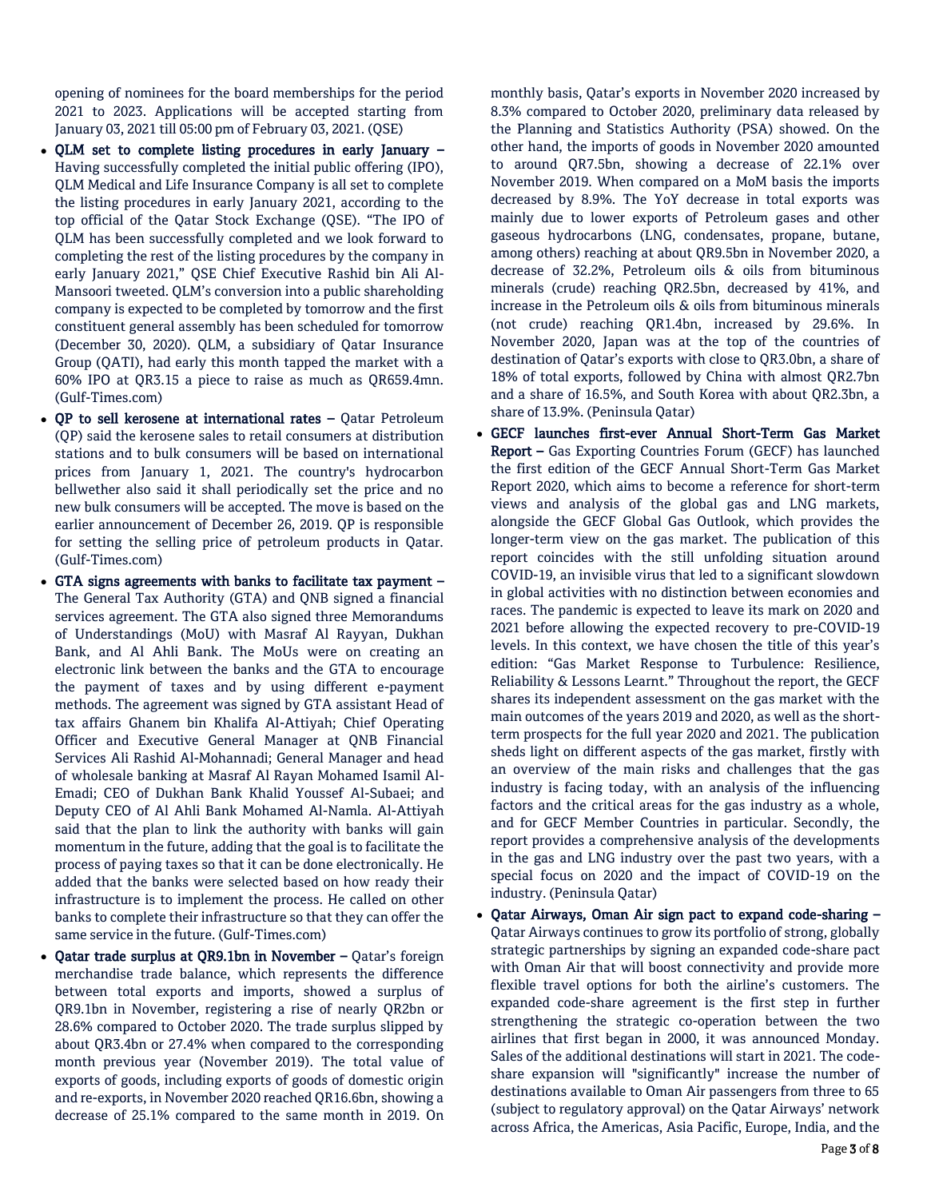opening of nominees for the board memberships for the period 2021 to 2023. Applications will be accepted starting from January 03, 2021 till 05:00 pm of February 03, 2021. (QSE)

- **QLM set to complete listing procedures in early January –** Having successfully completed the initial public offering (IPO), QLM Medical and Life Insurance Company is all set to complete the listing procedures in early January 2021, according to the top official of the Qatar Stock Exchange (QSE). "The IPO of QLM has been successfully completed and we look forward to completing the rest of the listing procedures by the company in early January 2021," QSE Chief Executive Rashid bin Ali Al-Mansoori tweeted. QLM's conversion into a public shareholding company is expected to be completed by tomorrow and the first constituent general assembly has been scheduled for tomorrow (December 30, 2020). QLM, a subsidiary of Qatar Insurance Group (QATI), had early this month tapped the market with a 60% IPO at QR3.15 a piece to raise as much as QR659.4mn. (Gulf-Times.com)
- **QP to sell kerosene at international rates –** Qatar Petroleum (QP) said the kerosene sales to retail consumers at distribution stations and to bulk consumers will be based on international prices from January 1, 2021. The country's hydrocarbon bellwether also said it shall periodically set the price and no new bulk consumers will be accepted. The move is based on the earlier announcement of December 26, 2019. QP is responsible for setting the selling price of petroleum products in Qatar. (Gulf-Times.com)
- **GTA signs agreements with banks to facilitate tax payment –** The General Tax Authority (GTA) and QNB signed a financial services agreement. The GTA also signed three Memorandums of Understandings (MoU) with Masraf Al Rayyan, Dukhan Bank, and Al Ahli Bank. The MoUs were on creating an electronic link between the banks and the GTA to encourage the payment of taxes and by using different e-payment methods. The agreement was signed by GTA assistant Head of tax affairs Ghanem bin Khalifa Al-Attiyah; Chief Operating Officer and Executive General Manager at QNB Financial Services Ali Rashid Al-Mohannadi; General Manager and head of wholesale banking at Masraf Al Rayan Mohamed Isamil Al-Emadi; CEO of Dukhan Bank Khalid Youssef Al-Subaei; and Deputy CEO of Al Ahli Bank Mohamed Al-Namla. Al-Attiyah said that the plan to link the authority with banks will gain momentum in the future, adding that the goal is to facilitate the process of paying taxes so that it can be done electronically. He added that the banks were selected based on how ready their infrastructure is to implement the process. He called on other banks to complete their infrastructure so that they can offer the same service in the future. (Gulf-Times.com)
- **Qatar trade surplus at QR9.1bn in November –** Qatar's foreign merchandise trade balance, which represents the difference between total exports and imports, showed a surplus of QR9.1bn in November, registering a rise of nearly QR2bn or 28.6% compared to October 2020. The trade surplus slipped by about QR3.4bn or 27.4% when compared to the corresponding month previous year (November 2019). The total value of exports of goods, including exports of goods of domestic origin and re-exports, in November 2020 reached QR16.6bn, showing a decrease of 25.1% compared to the same month in 2019. On monthly basis, Qatar's exports in November 2020 increased by 8.3% compared to October 2020, preliminary data released by the Planning and Statistics Authority (PSA) showed. On the other hand, the imports of goods in November 2020 amounted to around QR7.5bn, showing a decrease of 22.1% over November 2019. When compared on a MoM basis the imports decreased by 8.9%. The YoY decrease in total exports was mainly due to lower exports of Petroleum gases and other gaseous hydrocarbons (LNG, condensates, propane, butane, among others) reaching at about QR9.5bn in November 2020, a decrease of 32.2%, Petroleum oils & oils from bituminous minerals (crude) reaching QR2.5bn, decreased by 41%, and increase in the Petroleum oils & oils from bituminous minerals (not crude) reaching QR1.4bn, increased by 29.6%. In November 2020, Japan was at the top of the countries of destination of Qatar's exports with close to QR3.0bn, a share of 18% of total exports, followed by China with almost QR2.7bn and a share of 16.5%, and South Korea with about QR2.3bn, a share of 13.9%. (Peninsula Qatar)
- **GECF launches first-ever Annual Short-Term Gas Market Report –** Gas Exporting Countries Forum (GECF) has launched the first edition of the GECF Annual Short-Term Gas Market Report 2020, which aims to become a reference for short-term views and analysis of the global gas and LNG markets, alongside the GECF Global Gas Outlook, which provides the longer-term view on the gas market. The publication of this report coincides with the still unfolding situation around COVID-19, an invisible virus that led to a significant slowdown in global activities with no distinction between economies and races. The pandemic is expected to leave its mark on 2020 and 2021 before allowing the expected recovery to pre-COVID-19 levels. In this context, we have chosen the title of this year's edition: "Gas Market Response to Turbulence: Resilience, Reliability & Lessons Learnt." Throughout the report, the GECF shares its independent assessment on the gas market with the main outcomes of the years 2019 and 2020, as well as the short-term prospects for the full year 2020 and 2021. The publication sheds light on different aspects of the gas market, firstly with an overview of the main risks and challenges that the gas industry is facing today, with an analysis of the influencing factors and the critical areas for the gas industry as a whole, and for GECF Member Countries in particular. Secondly, the report provides a comprehensive analysis of the developments in the gas and LNG industry over the past two years, with a special focus on 2020 and the impact of COVID-19 on the industry. (Peninsula Qatar)
- **Qatar Airways, Oman Air sign pact to expand code-sharing –** Qatar Airways continues to grow its portfolio of strong, globally strategic partnerships by signing an expanded code-share pact with Oman Air that will boost connectivity and provide more flexible travel options for both the airline's customers. The expanded code-share agreement is the first step in further strengthening the strategic co-operation between the two airlines that first began in 2000, it was announced Monday. Sales of the additional destinations will start in 2021. The code-share expansion will "significantly" increase the number of destinations available to Oman Air passengers from three to 65 (subject to regulatory approval) on the Qatar Airways' network across Africa, the Americas, Asia Pacific, Europe, India, and the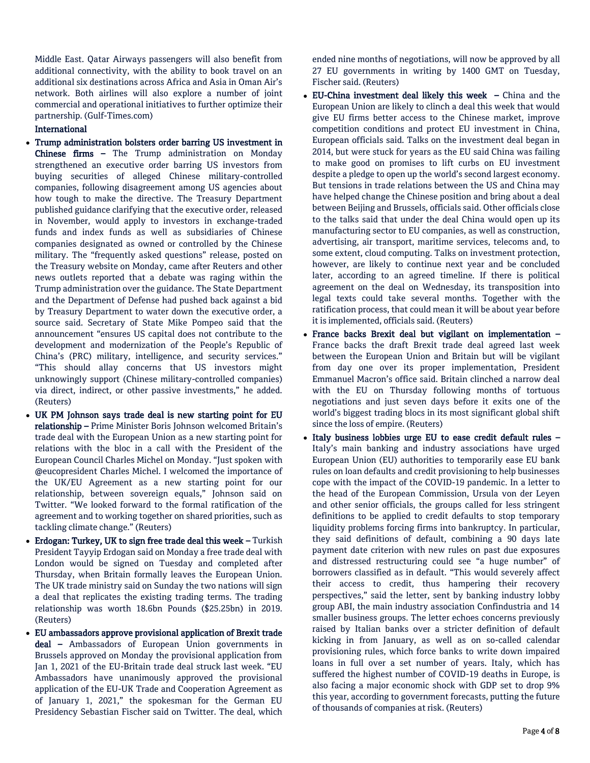Middle East. Qatar Airways passengers will also benefit from additional connectivity, with the ability to book travel on an additional six destinations across Africa and Asia in Oman Air's network. Both airlines will also explore a number of joint commercial and operational initiatives to further optimize their partnership. (Gulf-Times.com)

## International

- **Trump administration bolsters order barring US investment in Chinese firms –** The Trump administration on Monday strengthened an executive order barring US investors from buying securities of alleged Chinese military-controlled companies, following disagreement among US agencies about how tough to make the directive. The Treasury Department published guidance clarifying that the executive order, released in November, would apply to investors in exchange-traded funds and index funds as well as subsidiaries of Chinese companies designated as owned or controlled by the Chinese military. The "frequently asked questions" release, posted on the Treasury website on Monday, came after Reuters and other news outlets reported that a debate was raging within the Trump administration over the guidance. The State Department and the Department of Defense had pushed back against a bid by Treasury Department to water down the executive order, a source said. Secretary of State Mike Pompeo said that the announcement "ensures US capital does not contribute to the development and modernization of the People's Republic of China's (PRC) military, intelligence, and security services." "This should allay concerns that US investors might unknowingly support (Chinese military-controlled companies) via direct, indirect, or other passive investments," he added. (Reuters)
- **UK PM Johnson says trade deal is new starting point for EU relationship –** Prime Minister Boris Johnson welcomed Britain's trade deal with the European Union as a new starting point for relations with the bloc in a call with the President of the European Council Charles Michel on Monday. "Just spoken with @eucopresident Charles Michel. I welcomed the importance of the UK/EU Agreement as a new starting point for our relationship, between sovereign equals," Johnson said on Twitter. "We looked forward to the formal ratification of the agreement and to working together on shared priorities, such as tackling climate change." (Reuters)
- **Erdogan: Turkey, UK to sign free trade deal this week –** Turkish President Tayyip Erdogan said on Monday a free trade deal with London would be signed on Tuesday and completed after Thursday, when Britain formally leaves the European Union. The UK trade ministry said on Sunday the two nations will sign a deal that replicates the existing trading terms. The trading relationship was worth 18.6bn Pounds ($25.25bn) in 2019. (Reuters)
- **EU ambassadors approve provisional application of Brexit trade deal –** Ambassadors of European Union governments in Brussels approved on Monday the provisional application from Jan 1, 2021 of the EU-Britain trade deal struck last week. "EU Ambassadors have unanimously approved the provisional application of the EU-UK Trade and Cooperation Agreement as of January 1, 2021," the spokesman for the German EU Presidency Sebastian Fischer said on Twitter. The deal, which ended nine months of negotiations, will now be approved by all 27 EU governments in writing by 1400 GMT on Tuesday, Fischer said. (Reuters)
- **EU-China investment deal likely this week –** China and the European Union are likely to clinch a deal this week that would give EU firms better access to the Chinese market, improve competition conditions and protect EU investment in China, European officials said. Talks on the investment deal began in 2014, but were stuck for years as the EU said China was failing to make good on promises to lift curbs on EU investment despite a pledge to open up the world's second largest economy. But tensions in trade relations between the US and China may have helped change the Chinese position and bring about a deal between Beijing and Brussels, officials said. Other officials close to the talks said that under the deal China would open up its manufacturing sector to EU companies, as well as construction, advertising, air transport, maritime services, telecoms and, to some extent, cloud computing. Talks on investment protection, however, are likely to continue next year and be concluded later, according to an agreed timeline. If there is political agreement on the deal on Wednesday, its transposition into legal texts could take several months. Together with the ratification process, that could mean it will be about year before it is implemented, officials said. (Reuters)
- **France backs Brexit deal but vigilant on implementation –** France backs the draft Brexit trade deal agreed last week between the European Union and Britain but will be vigilant from day one over its proper implementation, President Emmanuel Macron's office said. Britain clinched a narrow deal with the EU on Thursday following months of tortuous negotiations and just seven days before it exits one of the world's biggest trading blocs in its most significant global shift since the loss of empire. (Reuters)
- **Italy business lobbies urge EU to ease credit default rules –** Italy's main banking and industry associations have urged European Union (EU) authorities to temporarily ease EU bank rules on loan defaults and credit provisioning to help businesses cope with the impact of the COVID-19 pandemic. In a letter to the head of the European Commission, Ursula von der Leyen and other senior officials, the groups called for less stringent definitions to be applied to credit defaults to stop temporary liquidity problems forcing firms into bankruptcy. In particular, they said definitions of default, combining a 90 days late payment date criterion with new rules on past due exposures and distressed restructuring could see "a huge number" of borrowers classified as in default. "This would severely affect their access to credit, thus hampering their recovery perspectives," said the letter, sent by banking industry lobby group ABI, the main industry association Confindustria and 14 smaller business groups. The letter echoes concerns previously raised by Italian banks over a stricter definition of default kicking in from January, as well as on so-called calendar provisioning rules, which force banks to write down impaired loans in full over a set number of years. Italy, which has suffered the highest number of COVID-19 deaths in Europe, is also facing a major economic shock with GDP set to drop 9% this year, according to government forecasts, putting the future of thousands of companies at risk. (Reuters)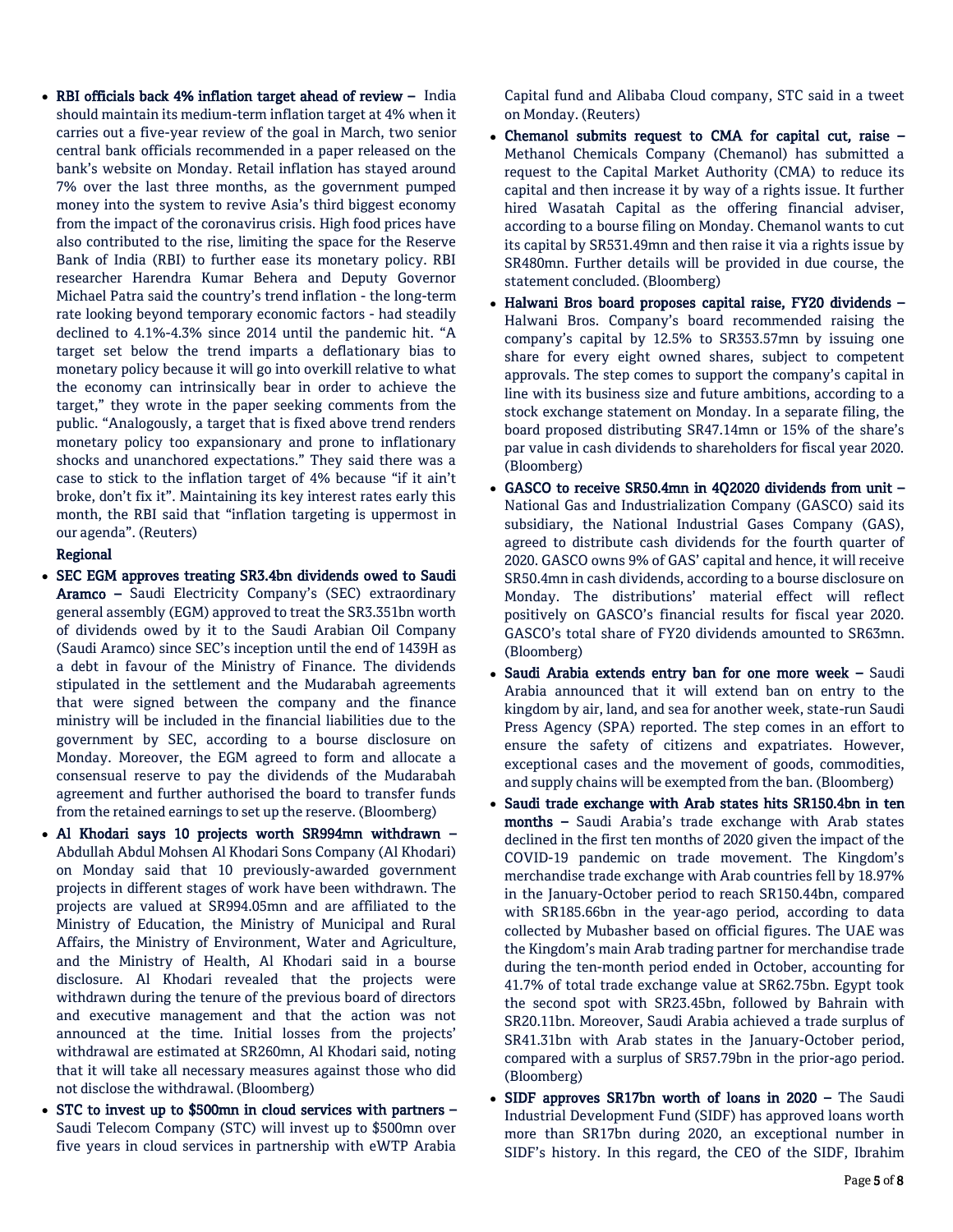- **RBI officials back 4% inflation target ahead of review –** India should maintain its medium-term inflation target at 4% when it carries out a five-year review of the goal in March, two senior central bank officials recommended in a paper released on the bank's website on Monday. Retail inflation has stayed around 7% over the last three months, as the government pumped money into the system to revive Asia's third biggest economy from the impact of the coronavirus crisis. High food prices have also contributed to the rise, limiting the space for the Reserve Bank of India (RBI) to further ease its monetary policy. RBI researcher Harendra Kumar Behera and Deputy Governor Michael Patra said the country's trend inflation - the long-term rate looking beyond temporary economic factors - had steadily declined to 4.1%-4.3% since 2014 until the pandemic hit. "A target set below the trend imparts a deflationary bias to monetary policy because it will go into overkill relative to what the economy can intrinsically bear in order to achieve the target," they wrote in the paper seeking comments from the public. "Analogously, a target that is fixed above trend renders monetary policy too expansionary and prone to inflationary shocks and unanchored expectations." They said there was a case to stick to the inflation target of 4% because "if it ain't broke, don't fix it". Maintaining its key interest rates early this month, the RBI said that "inflation targeting is uppermost in our agenda". (Reuters)

**Regional**

- **SEC EGM approves treating SR3.4bn dividends owed to Saudi Aramco –** Saudi Electricity Company's (SEC) extraordinary general assembly (EGM) approved to treat the SR3.351bn worth of dividends owed by it to the Saudi Arabian Oil Company (Saudi Aramco) since SEC's inception until the end of 1439H as a debt in favour of the Ministry of Finance. The dividends stipulated in the settlement and the Mudarabah agreements that were signed between the company and the finance ministry will be included in the financial liabilities due to the government by SEC, according to a bourse disclosure on Monday. Moreover, the EGM agreed to form and allocate a consensual reserve to pay the dividends of the Mudarabah agreement and further authorised the board to transfer funds from the retained earnings to set up the reserve. (Bloomberg)
- **Al Khodari says 10 projects worth SR994mn withdrawn –** Abdullah Abdul Mohsen Al Khodari Sons Company (Al Khodari) on Monday said that 10 previously-awarded government projects in different stages of work have been withdrawn. The projects are valued at SR994.05mn and are affiliated to the Ministry of Education, the Ministry of Municipal and Rural Affairs, the Ministry of Environment, Water and Agriculture, and the Ministry of Health, Al Khodari said in a bourse disclosure. Al Khodari revealed that the projects were withdrawn during the tenure of the previous board of directors and executive management and that the action was not announced at the time. Initial losses from the projects' withdrawal are estimated at SR260mn, Al Khodari said, noting that it will take all necessary measures against those who did not disclose the withdrawal. (Bloomberg)
- **STC to invest up to $500mn in cloud services with partners –** Saudi Telecom Company (STC) will invest up to $500mn over five years in cloud services in partnership with eWTP Arabia Capital fund and Alibaba Cloud company, STC said in a tweet on Monday. (Reuters)
- **Chemanol submits request to CMA for capital cut, raise –** Methanol Chemicals Company (Chemanol) has submitted a request to the Capital Market Authority (CMA) to reduce its capital and then increase it by way of a rights issue. It further hired Wasatah Capital as the offering financial adviser, according to a bourse filing on Monday. Chemanol wants to cut its capital by SR531.49mn and then raise it via a rights issue by SR480mn. Further details will be provided in due course, the statement concluded. (Bloomberg)
- **Halwani Bros board proposes capital raise, FY20 dividends –** Halwani Bros. Company's board recommended raising the company's capital by 12.5% to SR353.57mn by issuing one share for every eight owned shares, subject to competent approvals. The step comes to support the company's capital in line with its business size and future ambitions, according to a stock exchange statement on Monday. In a separate filing, the board proposed distributing SR47.14mn or 15% of the share's par value in cash dividends to shareholders for fiscal year 2020. (Bloomberg)
- **GASCO to receive SR50.4mn in 4Q2020 dividends from unit –** National Gas and Industrialization Company (GASCO) said its subsidiary, the National Industrial Gases Company (GAS), agreed to distribute cash dividends for the fourth quarter of 2020. GASCO owns 9% of GAS' capital and hence, it will receive SR50.4mn in cash dividends, according to a bourse disclosure on Monday. The distributions' material effect will reflect positively on GASCO's financial results for fiscal year 2020. GASCO's total share of FY20 dividends amounted to SR63mn. (Bloomberg)
- **Saudi Arabia extends entry ban for one more week –** Saudi Arabia announced that it will extend ban on entry to the kingdom by air, land, and sea for another week, state-run Saudi Press Agency (SPA) reported. The step comes in an effort to ensure the safety of citizens and expatriates. However, exceptional cases and the movement of goods, commodities, and supply chains will be exempted from the ban. (Bloomberg)
- **Saudi trade exchange with Arab states hits SR150.4bn in ten months –** Saudi Arabia's trade exchange with Arab states declined in the first ten months of 2020 given the impact of the COVID-19 pandemic on trade movement. The Kingdom's merchandise trade exchange with Arab countries fell by 18.97% in the January-October period to reach SR150.44bn, compared with SR185.66bn in the year-ago period, according to data collected by Mubasher based on official figures. The UAE was the Kingdom's main Arab trading partner for merchandise trade during the ten-month period ended in October, accounting for 41.7% of total trade exchange value at SR62.75bn. Egypt took the second spot with SR23.45bn, followed by Bahrain with SR20.11bn. Moreover, Saudi Arabia achieved a trade surplus of SR41.31bn with Arab states in the January-October period, compared with a surplus of SR57.79bn in the prior-ago period. (Bloomberg)
- **SIDF approves SR17bn worth of loans in 2020 –** The Saudi Industrial Development Fund (SIDF) has approved loans worth more than SR17bn during 2020, an exceptional number in SIDF's history. In this regard, the CEO of the SIDF, Ibrahim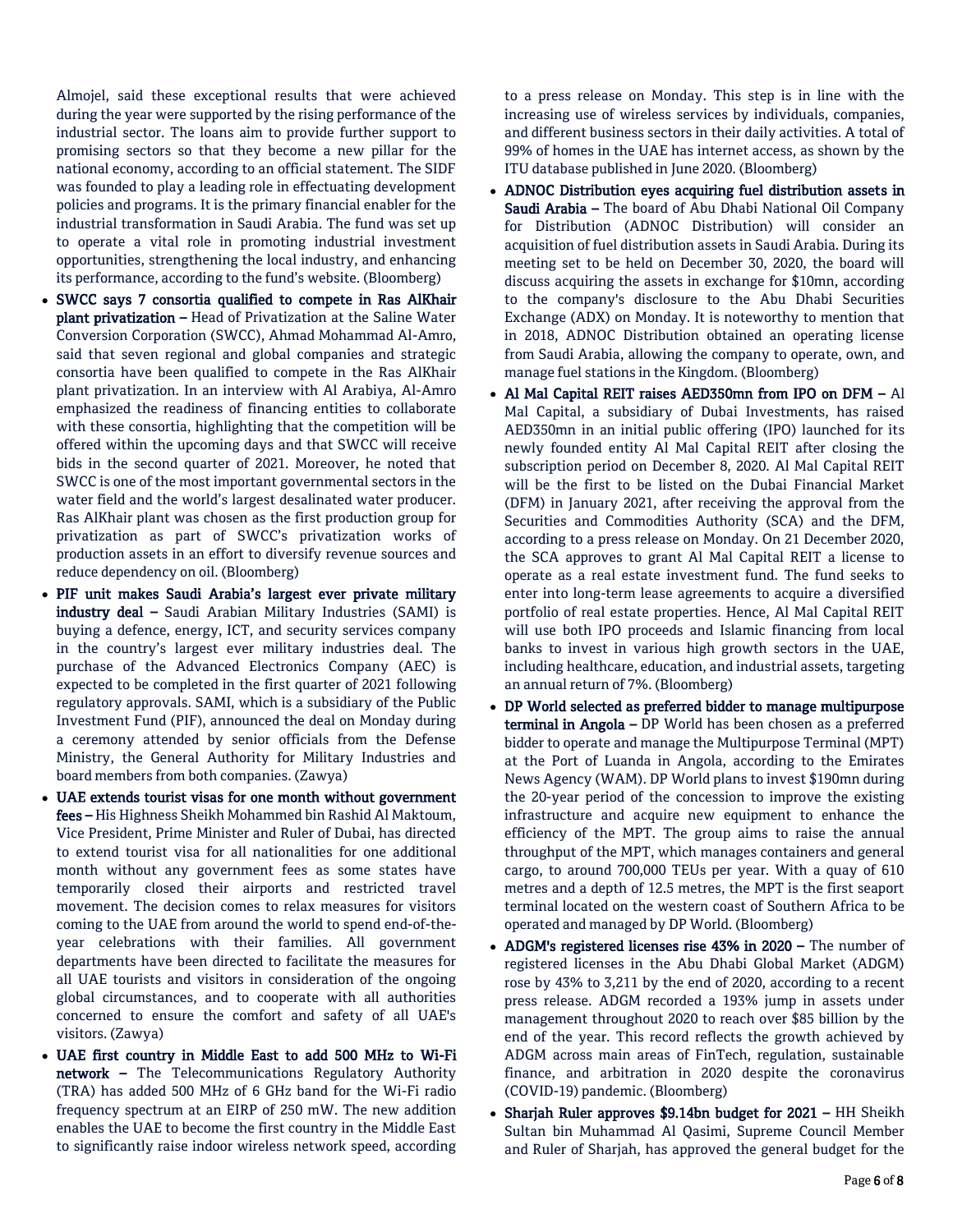Almojel, said these exceptional results that were achieved during the year were supported by the rising performance of the industrial sector. The loans aim to provide further support to promising sectors so that they become a new pillar for the national economy, according to an official statement. The SIDF was founded to play a leading role in effectuating development policies and programs. It is the primary financial enabler for the industrial transformation in Saudi Arabia. The fund was set up to operate a vital role in promoting industrial investment opportunities, strengthening the local industry, and enhancing its performance, according to the fund's website. (Bloomberg)

- **SWCC says 7 consortia qualified to compete in Ras AlKhair plant privatization –** Head of Privatization at the Saline Water Conversion Corporation (SWCC), Ahmad Mohammad Al-Amro, said that seven regional and global companies and strategic consortia have been qualified to compete in the Ras AlKhair plant privatization. In an interview with Al Arabiya, Al-Amro emphasized the readiness of financing entities to collaborate with these consortia, highlighting that the competition will be offered within the upcoming days and that SWCC will receive bids in the second quarter of 2021. Moreover, he noted that SWCC is one of the most important governmental sectors in the water field and the world's largest desalinated water producer. Ras AlKhair plant was chosen as the first production group for privatization as part of SWCC's privatization works of production assets in an effort to diversify revenue sources and reduce dependency on oil. (Bloomberg)
- **PIF unit makes Saudi Arabia's largest ever private military industry deal –** Saudi Arabian Military Industries (SAMI) is buying a defence, energy, ICT, and security services company in the country's largest ever military industries deal. The purchase of the Advanced Electronics Company (AEC) is expected to be completed in the first quarter of 2021 following regulatory approvals. SAMI, which is a subsidiary of the Public Investment Fund (PIF), announced the deal on Monday during a ceremony attended by senior officials from the Defense Ministry, the General Authority for Military Industries and board members from both companies. (Zawya)
- **UAE extends tourist visas for one month without government fees –** His Highness Sheikh Mohammed bin Rashid Al Maktoum, Vice President, Prime Minister and Ruler of Dubai, has directed to extend tourist visa for all nationalities for one additional month without any government fees as some states have temporarily closed their airports and restricted travel movement. The decision comes to relax measures for visitors coming to the UAE from around the world to spend end-of-the-year celebrations with their families. All government departments have been directed to facilitate the measures for all UAE tourists and visitors in consideration of the ongoing global circumstances, and to cooperate with all authorities concerned to ensure the comfort and safety of all UAE's visitors. (Zawya)
- **UAE first country in Middle East to add 500 MHz to Wi-Fi network –** The Telecommunications Regulatory Authority (TRA) has added 500 MHz of 6 GHz band for the Wi-Fi radio frequency spectrum at an EIRP of 250 mW. The new addition enables the UAE to become the first country in the Middle East to significantly raise indoor wireless network speed, according to a press release on Monday. This step is in line with the increasing use of wireless services by individuals, companies, and different business sectors in their daily activities. A total of 99% of homes in the UAE has internet access, as shown by the ITU database published in June 2020. (Bloomberg)
- **ADNOC Distribution eyes acquiring fuel distribution assets in Saudi Arabia –** The board of Abu Dhabi National Oil Company for Distribution (ADNOC Distribution) will consider an acquisition of fuel distribution assets in Saudi Arabia. During its meeting set to be held on December 30, 2020, the board will discuss acquiring the assets in exchange for $10mn, according to the company's disclosure to the Abu Dhabi Securities Exchange (ADX) on Monday. It is noteworthy to mention that in 2018, ADNOC Distribution obtained an operating license from Saudi Arabia, allowing the company to operate, own, and manage fuel stations in the Kingdom. (Bloomberg)
- **Al Mal Capital REIT raises AED350mn from IPO on DFM –** Al Mal Capital, a subsidiary of Dubai Investments, has raised AED350mn in an initial public offering (IPO) launched for its newly founded entity Al Mal Capital REIT after closing the subscription period on December 8, 2020. Al Mal Capital REIT will be the first to be listed on the Dubai Financial Market (DFM) in January 2021, after receiving the approval from the Securities and Commodities Authority (SCA) and the DFM, according to a press release on Monday. On 21 December 2020, the SCA approves to grant Al Mal Capital REIT a license to operate as a real estate investment fund. The fund seeks to enter into long-term lease agreements to acquire a diversified portfolio of real estate properties. Hence, Al Mal Capital REIT will use both IPO proceeds and Islamic financing from local banks to invest in various high growth sectors in the UAE, including healthcare, education, and industrial assets, targeting an annual return of 7%. (Bloomberg)
- **DP World selected as preferred bidder to manage multipurpose terminal in Angola –** DP World has been chosen as a preferred bidder to operate and manage the Multipurpose Terminal (MPT) at the Port of Luanda in Angola, according to the Emirates News Agency (WAM). DP World plans to invest $190mn during the 20-year period of the concession to improve the existing infrastructure and acquire new equipment to enhance the efficiency of the MPT. The group aims to raise the annual throughput of the MPT, which manages containers and general cargo, to around 700,000 TEUs per year. With a quay of 610 metres and a depth of 12.5 metres, the MPT is the first seaport terminal located on the western coast of Southern Africa to be operated and managed by DP World. (Bloomberg)
- **ADGM's registered licenses rise 43% in 2020 –** The number of registered licenses in the Abu Dhabi Global Market (ADGM) rose by 43% to 3,211 by the end of 2020, according to a recent press release. ADGM recorded a 193% jump in assets under management throughout 2020 to reach over $85 billion by the end of the year. This record reflects the growth achieved by ADGM across main areas of FinTech, regulation, sustainable finance, and arbitration in 2020 despite the coronavirus (COVID-19) pandemic. (Bloomberg)
- **Sharjah Ruler approves $9.14bn budget for 2021 –** HH Sheikh Sultan bin Muhammad Al Qasimi, Supreme Council Member and Ruler of Sharjah, has approved the general budget for the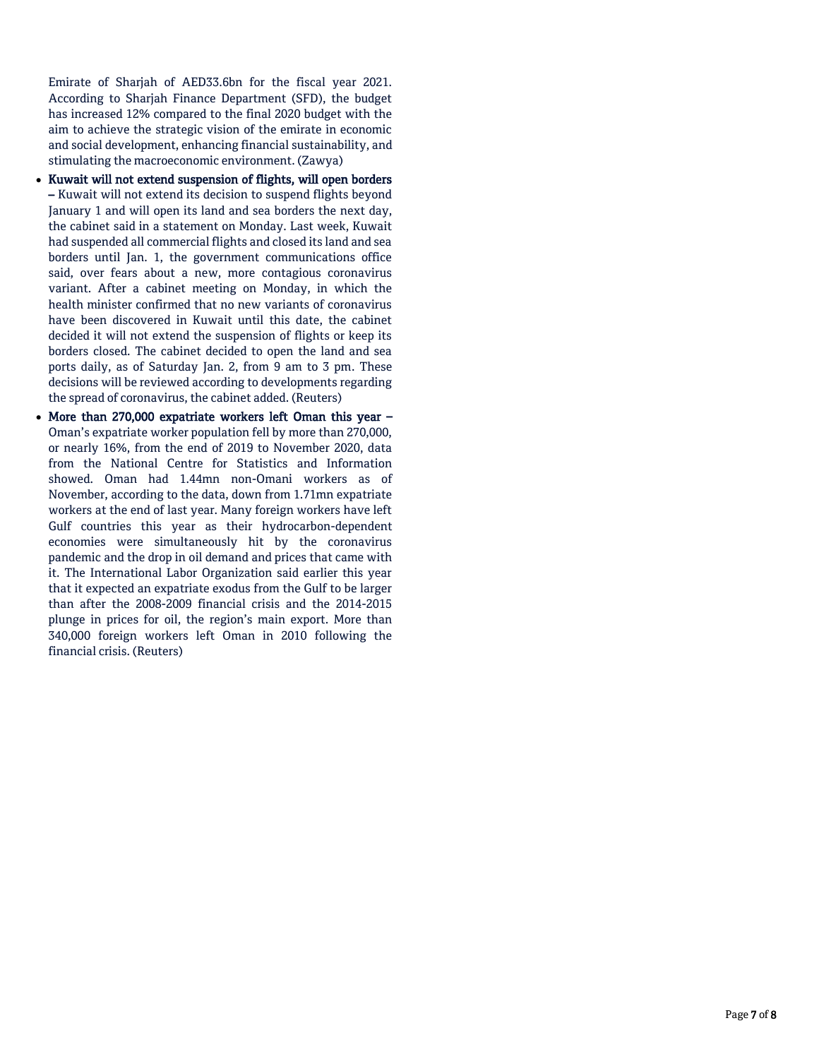Emirate of Sharjah of AED33.6bn for the fiscal year 2021. According to Sharjah Finance Department (SFD), the budget has increased 12% compared to the final 2020 budget with the aim to achieve the strategic vision of the emirate in economic and social development, enhancing financial sustainability, and stimulating the macroeconomic environment. (Zawya)

- **Kuwait will not extend suspension of flights, will open borders –** Kuwait will not extend its decision to suspend flights beyond January 1 and will open its land and sea borders the next day, the cabinet said in a statement on Monday. Last week, Kuwait had suspended all commercial flights and closed its land and sea borders until Jan. 1, the government communications office said, over fears about a new, more contagious coronavirus variant. After a cabinet meeting on Monday, in which the health minister confirmed that no new variants of coronavirus have been discovered in Kuwait until this date, the cabinet decided it will not extend the suspension of flights or keep its borders closed. The cabinet decided to open the land and sea ports daily, as of Saturday Jan. 2, from 9 am to 3 pm. These decisions will be reviewed according to developments regarding the spread of coronavirus, the cabinet added. (Reuters)
- **More than 270,000 expatriate workers left Oman this year –** Oman's expatriate worker population fell by more than 270,000, or nearly 16%, from the end of 2019 to November 2020, data from the National Centre for Statistics and Information showed. Oman had 1.44mn non-Omani workers as of November, according to the data, down from 1.71mn expatriate workers at the end of last year. Many foreign workers have left Gulf countries this year as their hydrocarbon-dependent economies were simultaneously hit by the coronavirus pandemic and the drop in oil demand and prices that came with it. The International Labor Organization said earlier this year that it expected an expatriate exodus from the Gulf to be larger than after the 2008-2009 financial crisis and the 2014-2015 plunge in prices for oil, the region's main export. More than 340,000 foreign workers left Oman in 2010 following the financial crisis. (Reuters)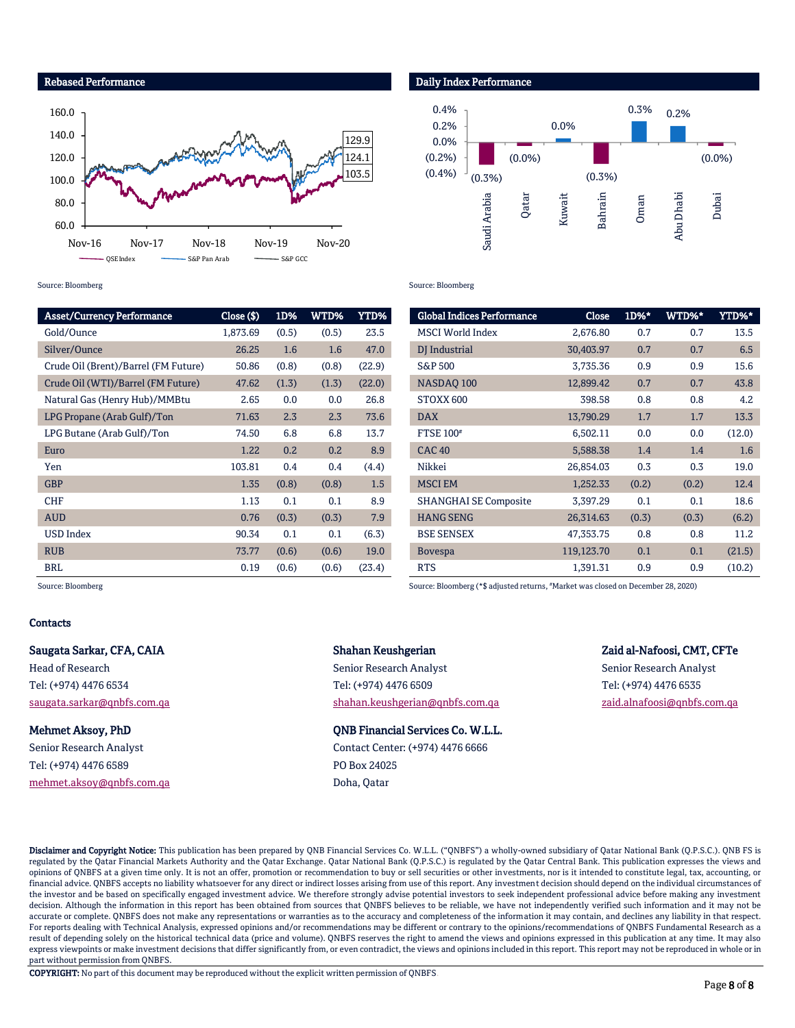## Rebased Performance

160.0
140.0
120.0
100.0
80.0
60.0

Nov-16 Nov-17 Nov-18 Nov-19 Nov-20

129.9
124.1
103.5

QSE Index — S&P Pan Arab — S&P GCC

Source: Bloomberg

## Daily Index Performance

0.4%
0.2%
0.0%
(0.2%)
(0.4%)

(0.3%) (0.0%) 0.0% (0.3%) 0.3% 0.2% (0.0%)

Saudi Arabia Qatar Kuwait Bahrain Oman Abu Dhabi Dubai

Source: Bloomberg

| Asset/Currency Performance | Close ($) | 1D% | WTD% | YTD% |
|---|---|---|---|---|
| Gold/Ounce | 1,873.69 | (0.5) | (0.5) | 23.5 |
| Silver/Ounce | 26.25 | 1.6 | 1.6 | 47.0 |
| Crude Oil (Brent)/Barrel (FM Future) | 50.86 | (0.8) | (0.8) | (22.9) |
| Crude Oil (WTI)/Barrel (FM Future) | 47.62 | (1.3) | (1.3) | (22.0) |
| Natural Gas (Henry Hub)/MMBtu | 2.65 | 0.0 | 0.0 | 26.8 |
| LPG Propane (Arab Gulf)/Ton | 71.63 | 2.3 | 2.3 | 73.6 |
| LPG Butane (Arab Gulf)/Ton | 74.50 | 6.8 | 6.8 | 13.7 |
| Euro | 1.22 | 0.2 | 0.2 | 8.9 |
| Yen | 103.81 | 0.4 | 0.4 | (4.4) |
| GBP | 1.35 | (0.8) | (0.8) | 1.5 |
| CHF | 1.13 | 0.1 | 0.1 | 8.9 |
| AUD | 0.76 | (0.3) | (0.3) | 7.9 |
| USD Index | 90.34 | 0.1 | 0.1 | (6.3) |
| RUB | 73.77 | (0.6) | (0.6) | 19.0 |
| BRL | 0.19 | (0.6) | (0.6) | (23.4) |

Source: Bloomberg

| Global Indices Performance | Close | 1D%* | WTD%* | YTD%* |
|---|---|---|---|---|
| MSCI World Index | 2,676.80 | 0.7 | 0.7 | 13.5 |
| DJ Industrial | 30,403.97 | 0.7 | 0.7 | 6.5 |
| S&P 500 | 3,735.36 | 0.9 | 0.9 | 15.6 |
| NASDAQ 100 | 12,899.42 | 0.7 | 0.7 | 43.8 |
| STOXX 600 | 398.58 | 0.8 | 0.8 | 4.2 |
| DAX | 13,790.29 | 1.7 | 1.7 | 13.3 |
| FTSE 100# | 6,502.11 | 0.0 | 0.0 | (12.0) |
| CAC 40 | 5,588.38 | 1.4 | 1.4 | 1.6 |
| Nikkei | 26,854.03 | 0.3 | 0.3 | 19.0 |
| MSCI EM | 1,252.33 | (0.2) | (0.2) | 12.4 |
| SHANGHAI SE Composite | 3,397.29 | 0.1 | 0.1 | 18.6 |
| HANG SENG | 26,314.63 | (0.3) | (0.3) | (6.2) |
| BSE SENSEX | 47,353.75 | 0.8 | 0.8 | 11.2 |
| Bovespa | 119,123.70 | 0.1 | 0.1 | (21.5) |
| RTS | 1,391.31 | 0.9 | 0.9 | (10.2) |

Source: Bloomberg (*$ adjusted returns, #Market was closed on December 28, 2020)

### Contacts

**Saugata Sarkar, CFA, CAIA**
Head of Research
Tel: (+974) 4476 6534
saugata.sarkar@qnbfs.com.qa

**Shahan Keushgerian**
Senior Research Analyst
Tel: (+974) 4476 6509
shahan.keushgerian@qnbfs.com.qa

**Zaid al-Nafoosi, CMT, CFTe**
Senior Research Analyst
Tel: (+974) 4476 6535
zaid.alnafoosi@qnbfs.com.qa

**Mehmet Aksoy, PhD**
Senior Research Analyst
Tel: (+974) 4476 6589
mehmet.aksoy@qnbfs.com.qa

**QNB Financial Services Co. W.L.L.**
Contact Center: (+974) 4476 6666
PO Box 24025
Doha, Qatar

**Disclaimer and Copyright Notice:** This publication has been prepared by QNB Financial Services Co. W.L.L. ("QNBFS") a wholly-owned subsidiary of Qatar National Bank (Q.P.S.C.). QNB FS is regulated by the Qatar Financial Markets Authority and the Qatar Exchange. Qatar National Bank (Q.P.S.C.) is regulated by the Qatar Central Bank. This publication expresses the views and opinions of QNBFS at a given time only. It is not an offer, promotion or recommendation to buy or sell securities or other investments, nor is it intended to constitute legal, tax, accounting, or financial advice. QNBFS accepts no liability whatsoever for any direct or indirect losses arising from use of this report. Any investment decision should depend on the individual circumstances of the investor and be based on specifically engaged investment advice. We therefore strongly advise potential investors to seek independent professional advice before making any investment decision. Although the information in this report has been obtained from sources that QNBFS believes to be reliable, we have not independently verified such information and it may not be accurate or complete. QNBFS does not make any representations or warranties as to the accuracy and completeness of the information it may contain, and declines any liability in that respect. For reports dealing with Technical Analysis, expressed opinions and/or recommendations may be different or contrary to the opinions/recommendations of QNBFS Fundamental Research as a result of depending solely on the historical technical data (price and volume). QNBFS reserves the right to amend the views and opinions expressed in this publication at any time. It may also express viewpoints or make investment decisions that differ significantly from, or even contradict, the views and opinions included in this report. This report may not be reproduced in whole or in part without permission from QNBFS.

**COPYRIGHT:** No part of this document may be reproduced without the explicit written permission of QNBFS